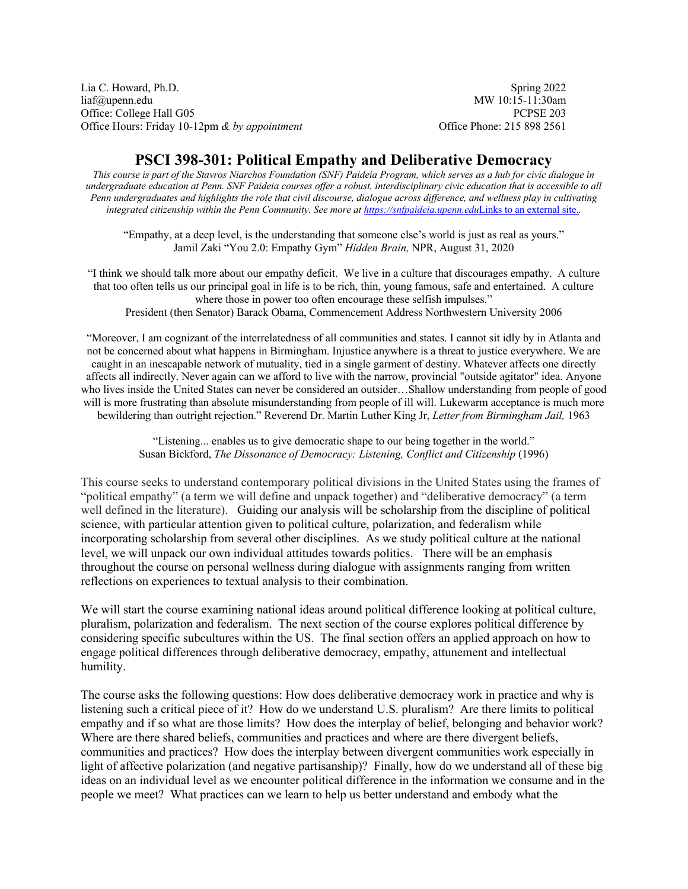Lia C. Howard, Ph.D.
liaf@upenn.edu
Office: College Hall G05
Office Hours: Friday 10-12pm *& by appointment*

Spring 2022
MW 10:15-11:30am
PCPSE 203
Office Phone: 215 898 2561

# PSCI 398-301: Political Empathy and Deliberative Democracy

*This course is part of the Stavros Niarchos Foundation (SNF) Paideia Program, which serves as a hub for civic dialogue in undergraduate education at Penn. SNF Paideia courses offer a robust, interdisciplinary civic education that is accessible to all Penn undergraduates and highlights the role that civil discourse, dialogue across difference, and wellness play in cultivating integrated citizenship within the Penn Community. See more at https://snfpaideia.upenn.edu*Links to an external site.*.*

"Empathy, at a deep level, is the understanding that someone else's world is just as real as yours."
Jamil Zaki "You 2.0: Empathy Gym" *Hidden Brain,* NPR, August 31, 2020

"I think we should talk more about our empathy deficit. We live in a culture that discourages empathy. A culture that too often tells us our principal goal in life is to be rich, thin, young famous, safe and entertained. A culture where those in power too often encourage these selfish impulses."
President (then Senator) Barack Obama, Commencement Address Northwestern University 2006

"Moreover, I am cognizant of the interrelatedness of all communities and states. I cannot sit idly by in Atlanta and not be concerned about what happens in Birmingham. Injustice anywhere is a threat to justice everywhere. We are caught in an inescapable network of mutuality, tied in a single garment of destiny. Whatever affects one directly affects all indirectly. Never again can we afford to live with the narrow, provincial "outside agitator" idea. Anyone who lives inside the United States can never be considered an outsider…Shallow understanding from people of good will is more frustrating than absolute misunderstanding from people of ill will. Lukewarm acceptance is much more bewildering than outright rejection." Reverend Dr. Martin Luther King Jr, *Letter from Birmingham Jail,* 1963

"Listening... enables us to give democratic shape to our being together in the world."
Susan Bickford, *The Dissonance of Democracy: Listening, Conflict and Citizenship* (1996)

This course seeks to understand contemporary political divisions in the United States using the frames of "political empathy" (a term we will define and unpack together) and "deliberative democracy" (a term well defined in the literature). Guiding our analysis will be scholarship from the discipline of political science, with particular attention given to political culture, polarization, and federalism while incorporating scholarship from several other disciplines. As we study political culture at the national level, we will unpack our own individual attitudes towards politics. There will be an emphasis throughout the course on personal wellness during dialogue with assignments ranging from written reflections on experiences to textual analysis to their combination.

We will start the course examining national ideas around political difference looking at political culture, pluralism, polarization and federalism. The next section of the course explores political difference by considering specific subcultures within the US. The final section offers an applied approach on how to engage political differences through deliberative democracy, empathy, attunement and intellectual humility.

The course asks the following questions: How does deliberative democracy work in practice and why is listening such a critical piece of it? How do we understand U.S. pluralism? Are there limits to political empathy and if so what are those limits? How does the interplay of belief, belonging and behavior work? Where are there shared beliefs, communities and practices and where are there divergent beliefs, communities and practices? How does the interplay between divergent communities work especially in light of affective polarization (and negative partisanship)? Finally, how do we understand all of these big ideas on an individual level as we encounter political difference in the information we consume and in the people we meet? What practices can we learn to help us better understand and embody what the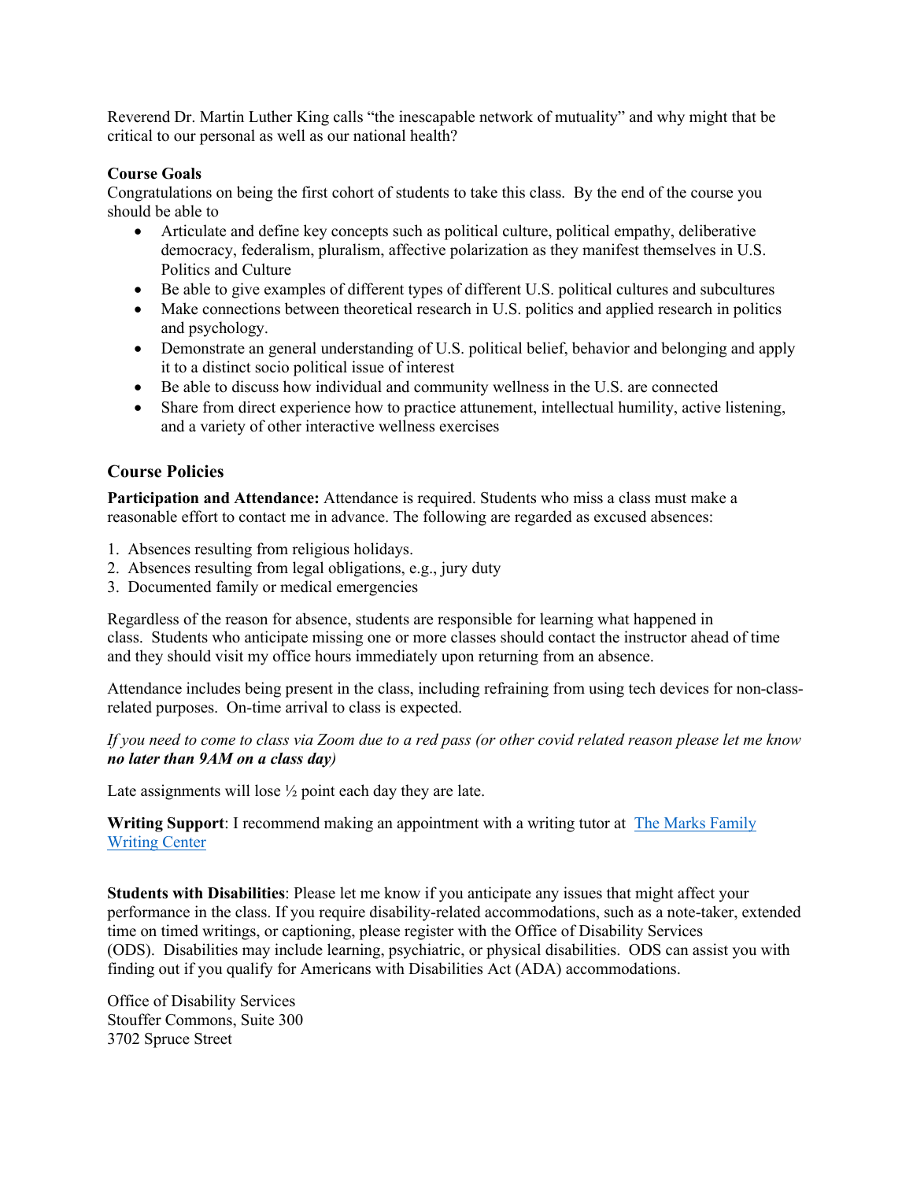Reverend Dr. Martin Luther King calls "the inescapable network of mutuality" and why might that be critical to our personal as well as our national health?

**Course Goals**

Congratulations on being the first cohort of students to take this class. By the end of the course you should be able to

- Articulate and define key concepts such as political culture, political empathy, deliberative democracy, federalism, pluralism, affective polarization as they manifest themselves in U.S. Politics and Culture
- Be able to give examples of different types of different U.S. political cultures and subcultures
- Make connections between theoretical research in U.S. politics and applied research in politics and psychology.
- Demonstrate an general understanding of U.S. political belief, behavior and belonging and apply it to a distinct socio political issue of interest
- Be able to discuss how individual and community wellness in the U.S. are connected
- Share from direct experience how to practice attunement, intellectual humility, active listening, and a variety of other interactive wellness exercises

## Course Policies

**Participation and Attendance:** Attendance is required. Students who miss a class must make a reasonable effort to contact me in advance. The following are regarded as excused absences:

1. Absences resulting from religious holidays.
2. Absences resulting from legal obligations, e.g., jury duty
3. Documented family or medical emergencies

Regardless of the reason for absence, students are responsible for learning what happened in class. Students who anticipate missing one or more classes should contact the instructor ahead of time and they should visit my office hours immediately upon returning from an absence.

Attendance includes being present in the class, including refraining from using tech devices for non-class-related purposes. On-time arrival to class is expected.

*If you need to come to class via Zoom due to a red pass (or other covid related reason please let me know **no later than 9AM on a class day)***

Late assignments will lose ½ point each day they are late.

**Writing Support**: I recommend making an appointment with a writing tutor at [The Marks Family Writing Center]

**Students with Disabilities**: Please let me know if you anticipate any issues that might affect your performance in the class. If you require disability-related accommodations, such as a note-taker, extended time on timed writings, or captioning, please register with the Office of Disability Services (ODS). Disabilities may include learning, psychiatric, or physical disabilities. ODS can assist you with finding out if you qualify for Americans with Disabilities Act (ADA) accommodations.

Office of Disability Services
Stouffer Commons, Suite 300
3702 Spruce Street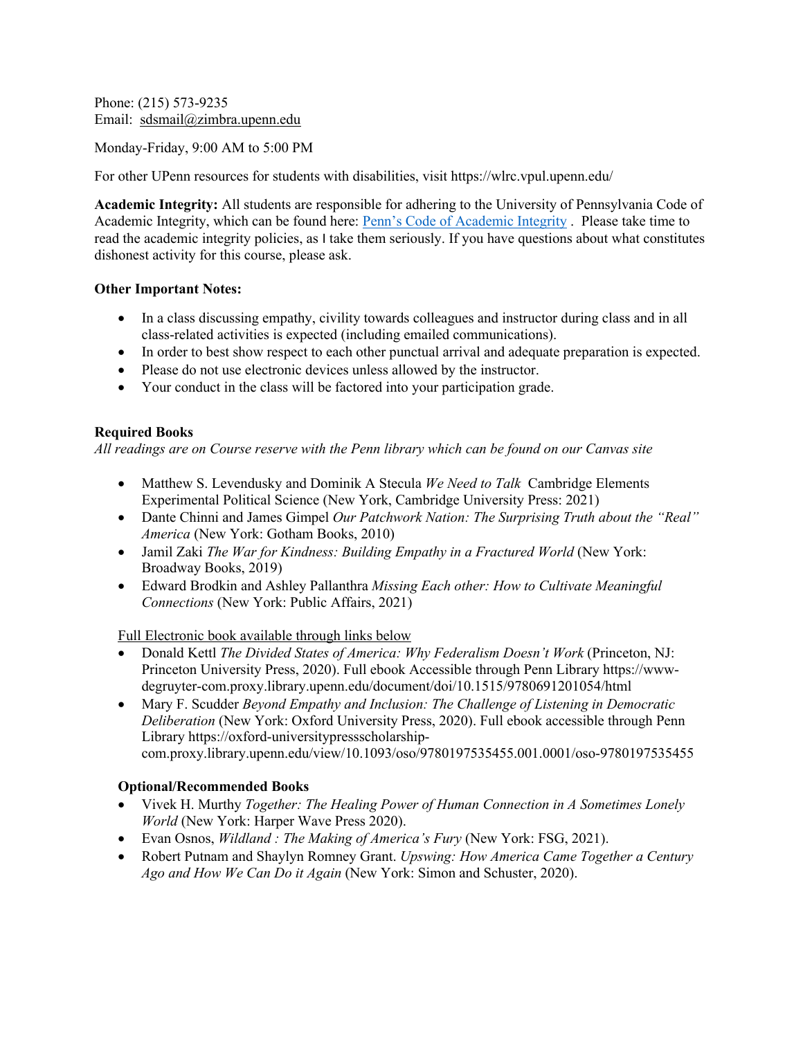Phone: (215) 573-9235
Email: sdsmail@zimbra.upenn.edu

Monday-Friday, 9:00 AM to 5:00 PM

For other UPenn resources for students with disabilities, visit https://wlrc.vpul.upenn.edu/

**Academic Integrity:** All students are responsible for adhering to the University of Pennsylvania Code of Academic Integrity, which can be found here: [Penn's Code of Academic Integrity](). Please take time to read the academic integrity policies, as I take them seriously. If you have questions about what constitutes dishonest activity for this course, please ask.

**Other Important Notes:**

- In a class discussing empathy, civility towards colleagues and instructor during class and in all class-related activities is expected (including emailed communications).
- In order to best show respect to each other punctual arrival and adequate preparation is expected.
- Please do not use electronic devices unless allowed by the instructor.
- Your conduct in the class will be factored into your participation grade.

**Required Books**

*All readings are on Course reserve with the Penn library which can be found on our Canvas site*

- Matthew S. Levendusky and Dominik A Stecula *We Need to Talk* Cambridge Elements Experimental Political Science (New York, Cambridge University Press: 2021)
- Dante Chinni and James Gimpel *Our Patchwork Nation: The Surprising Truth about the "Real" America* (New York: Gotham Books, 2010)
- Jamil Zaki *The War for Kindness: Building Empathy in a Fractured World* (New York: Broadway Books, 2019)
- Edward Brodkin and Ashley Pallanthra *Missing Each other: How to Cultivate Meaningful Connections* (New York: Public Affairs, 2021)

Full Electronic book available through links below

- Donald Kettl *The Divided States of America: Why Federalism Doesn't Work* (Princeton, NJ: Princeton University Press, 2020). Full ebook Accessible through Penn Library https://www-degruyter-com.proxy.library.upenn.edu/document/doi/10.1515/9780691201054/html
- Mary F. Scudder *Beyond Empathy and Inclusion: The Challenge of Listening in Democratic Deliberation* (New York: Oxford University Press, 2020). Full ebook accessible through Penn Library https://oxford-universitypressscholarship-com.proxy.library.upenn.edu/view/10.1093/oso/9780197535455.001.0001/oso-9780197535455

**Optional/Recommended Books**

- Vivek H. Murthy *Together: The Healing Power of Human Connection in A Sometimes Lonely World* (New York: Harper Wave Press 2020).
- Evan Osnos, *Wildland : The Making of America's Fury* (New York: FSG, 2021).
- Robert Putnam and Shaylyn Romney Grant. *Upswing: How America Came Together a Century Ago and How We Can Do it Again* (New York: Simon and Schuster, 2020).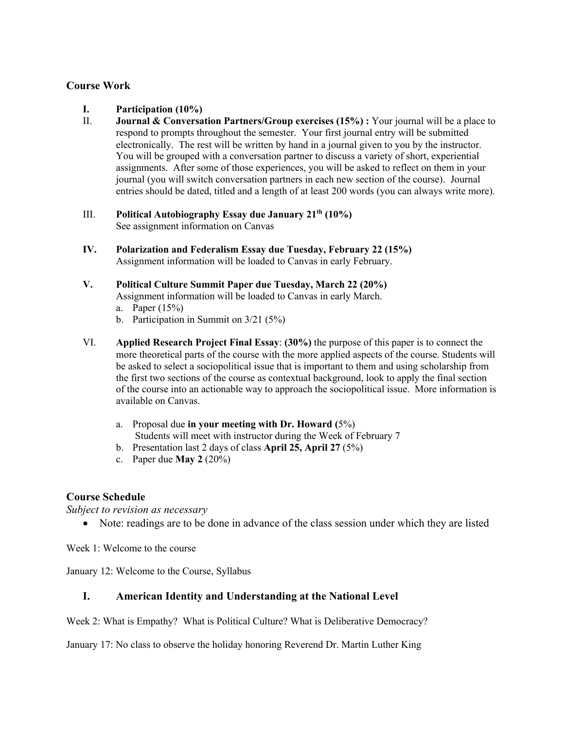## Course Work

I. **Participation (10%)**

II. **Journal & Conversation Partners/Group exercises (15%) :** Your journal will be a place to respond to prompts throughout the semester. Your first journal entry will be submitted electronically. The rest will be written by hand in a journal given to you by the instructor. You will be grouped with a conversation partner to discuss a variety of short, experiential assignments. After some of those experiences, you will be asked to reflect on them in your journal (you will switch conversation partners in each new section of the course). Journal entries should be dated, titled and a length of at least 200 words (you can always write more).

III. **Political Autobiography Essay due January 21th (10%)**
See assignment information on Canvas

IV. **Polarization and Federalism Essay due Tuesday, February 22 (15%)**
Assignment information will be loaded to Canvas in early February.

V. **Political Culture Summit Paper due Tuesday, March 22 (20%)**
Assignment information will be loaded to Canvas in early March.
   a. Paper (15%)
   b. Participation in Summit on 3/21 (5%)

VI. **Applied Research Project Final Essay**: **(30%)** the purpose of this paper is to connect the more theoretical parts of the course with the more applied aspects of the course. Students will be asked to select a sociopolitical issue that is important to them and using scholarship from the first two sections of the course as contextual background, look to apply the final section of the course into an actionable way to approach the sociopolitical issue. More information is available on Canvas.

   a. Proposal due **in your meeting with Dr. Howard (**5%)
      Students will meet with instructor during the Week of February 7
   b. Presentation last 2 days of class **April 25, April 27** (5%)
   c. Paper due **May 2** (20%)

## Course Schedule

*Subject to revision as necessary*

- Note: readings are to be done in advance of the class session under which they are listed

Week 1: Welcome to the course

January 12: Welcome to the Course, Syllabus

### I. American Identity and Understanding at the National Level

Week 2: What is Empathy? What is Political Culture? What is Deliberative Democracy?

January 17: No class to observe the holiday honoring Reverend Dr. Martin Luther King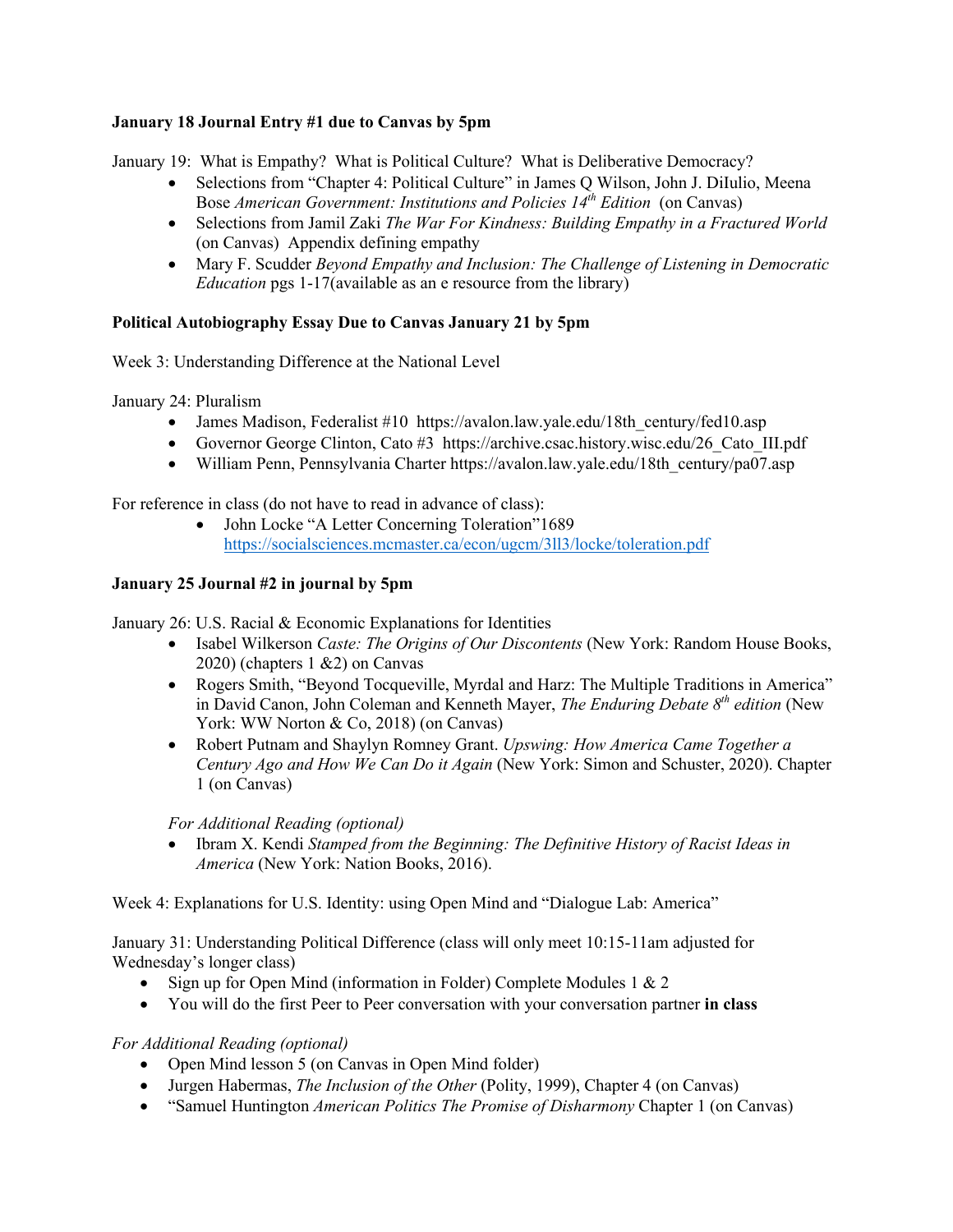**January 18 Journal Entry #1 due to Canvas by 5pm**

January 19: What is Empathy? What is Political Culture? What is Deliberative Democracy?

- Selections from "Chapter 4: Political Culture" in James Q Wilson, John J. DiIulio, Meena Bose *American Government: Institutions and Policies 14th Edition* (on Canvas)
- Selections from Jamil Zaki *The War For Kindness: Building Empathy in a Fractured World* (on Canvas) Appendix defining empathy
- Mary F. Scudder *Beyond Empathy and Inclusion: The Challenge of Listening in Democratic Education* pgs 1-17(available as an e resource from the library)

**Political Autobiography Essay Due to Canvas January 21 by 5pm**

Week 3: Understanding Difference at the National Level

January 24: Pluralism

- James Madison, Federalist #10 https://avalon.law.yale.edu/18th_century/fed10.asp
- Governor George Clinton, Cato #3 https://archive.csac.history.wisc.edu/26_Cato_III.pdf
- William Penn, Pennsylvania Charter https://avalon.law.yale.edu/18th_century/pa07.asp

For reference in class (do not have to read in advance of class):

- John Locke "A Letter Concerning Toleration"1689 https://socialsciences.mcmaster.ca/econ/ugcm/3ll3/locke/toleration.pdf

**January 25 Journal #2 in journal by 5pm**

January 26: U.S. Racial & Economic Explanations for Identities

- Isabel Wilkerson *Caste: The Origins of Our Discontents* (New York: Random House Books, 2020) (chapters 1 &2) on Canvas
- Rogers Smith, "Beyond Tocqueville, Myrdal and Harz: The Multiple Traditions in America" in David Canon, John Coleman and Kenneth Mayer, *The Enduring Debate 8th edition* (New York: WW Norton & Co, 2018) (on Canvas)
- Robert Putnam and Shaylyn Romney Grant. *Upswing: How America Came Together a Century Ago and How We Can Do it Again* (New York: Simon and Schuster, 2020). Chapter 1 (on Canvas)

*For Additional Reading (optional)*

- Ibram X. Kendi *Stamped from the Beginning: The Definitive History of Racist Ideas in America* (New York: Nation Books, 2016).

Week 4: Explanations for U.S. Identity: using Open Mind and "Dialogue Lab: America"

January 31: Understanding Political Difference (class will only meet 10:15-11am adjusted for Wednesday's longer class)

- Sign up for Open Mind (information in Folder) Complete Modules 1 & 2
- You will do the first Peer to Peer conversation with your conversation partner **in class**

*For Additional Reading (optional)*

- Open Mind lesson 5 (on Canvas in Open Mind folder)
- Jurgen Habermas, *The Inclusion of the Other* (Polity, 1999), Chapter 4 (on Canvas)
- "Samuel Huntington *American Politics The Promise of Disharmony* Chapter 1 (on Canvas)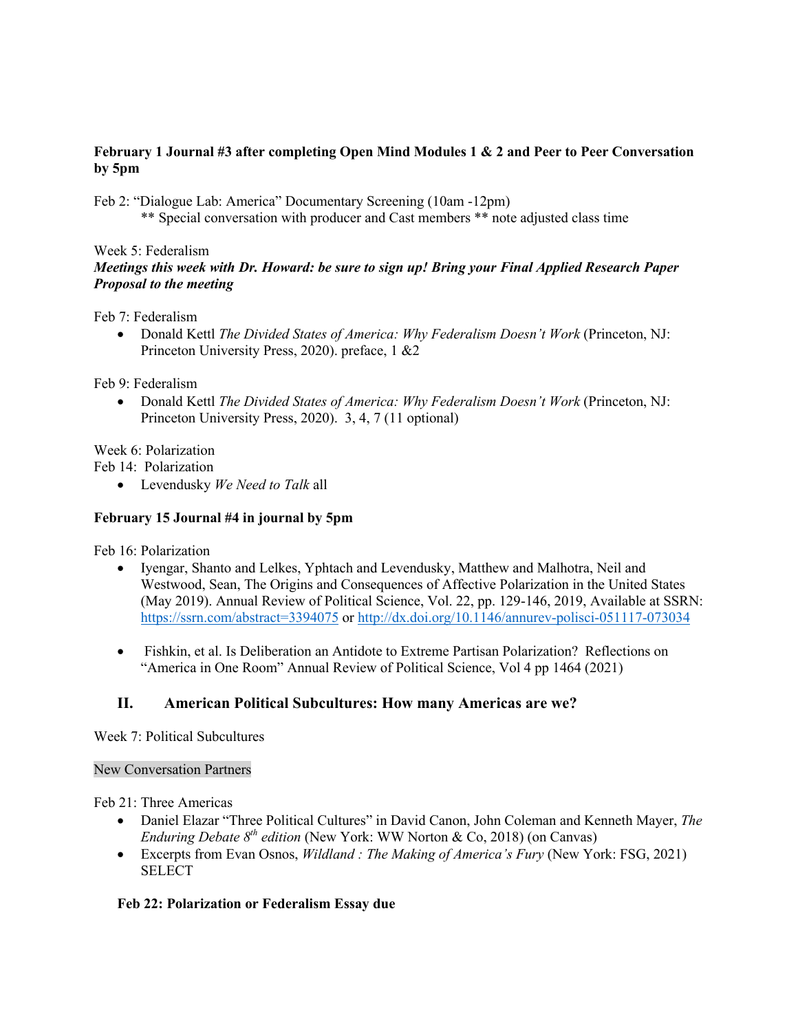**February 1 Journal #3 after completing Open Mind Modules 1 & 2 and Peer to Peer Conversation by 5pm**

Feb 2: "Dialogue Lab: America" Documentary Screening (10am -12pm)
** Special conversation with producer and Cast members ** note adjusted class time

Week 5: Federalism
***Meetings this week with Dr. Howard: be sure to sign up! Bring your Final Applied Research Paper Proposal to the meeting***

Feb 7: Federalism

- Donald Kettl *The Divided States of America: Why Federalism Doesn't Work* (Princeton, NJ: Princeton University Press, 2020). preface, 1 &2

Feb 9: Federalism

- Donald Kettl *The Divided States of America: Why Federalism Doesn't Work* (Princeton, NJ: Princeton University Press, 2020). 3, 4, 7 (11 optional)

Week 6: Polarization
Feb 14: Polarization

- Levendusky *We Need to Talk* all

**February 15 Journal #4 in journal by 5pm**

Feb 16: Polarization

- Iyengar, Shanto and Lelkes, Yphtach and Levendusky, Matthew and Malhotra, Neil and Westwood, Sean, The Origins and Consequences of Affective Polarization in the United States (May 2019). Annual Review of Political Science, Vol. 22, pp. 129-146, 2019, Available at SSRN: https://ssrn.com/abstract=3394075 or http://dx.doi.org/10.1146/annurev-polisci-051117-073034

- Fishkin, et al. Is Deliberation an Antidote to Extreme Partisan Polarization? Reflections on "America in One Room" Annual Review of Political Science, Vol 4 pp 1464 (2021)

## II. American Political Subcultures: How many Americas are we?

Week 7: Political Subcultures

New Conversation Partners

Feb 21: Three Americas

- Daniel Elazar "Three Political Cultures" in David Canon, John Coleman and Kenneth Mayer, *The Enduring Debate 8th edition* (New York: WW Norton & Co, 2018) (on Canvas)
- Excerpts from Evan Osnos, *Wildland : The Making of America's Fury* (New York: FSG, 2021) SELECT

**Feb 22: Polarization or Federalism Essay due**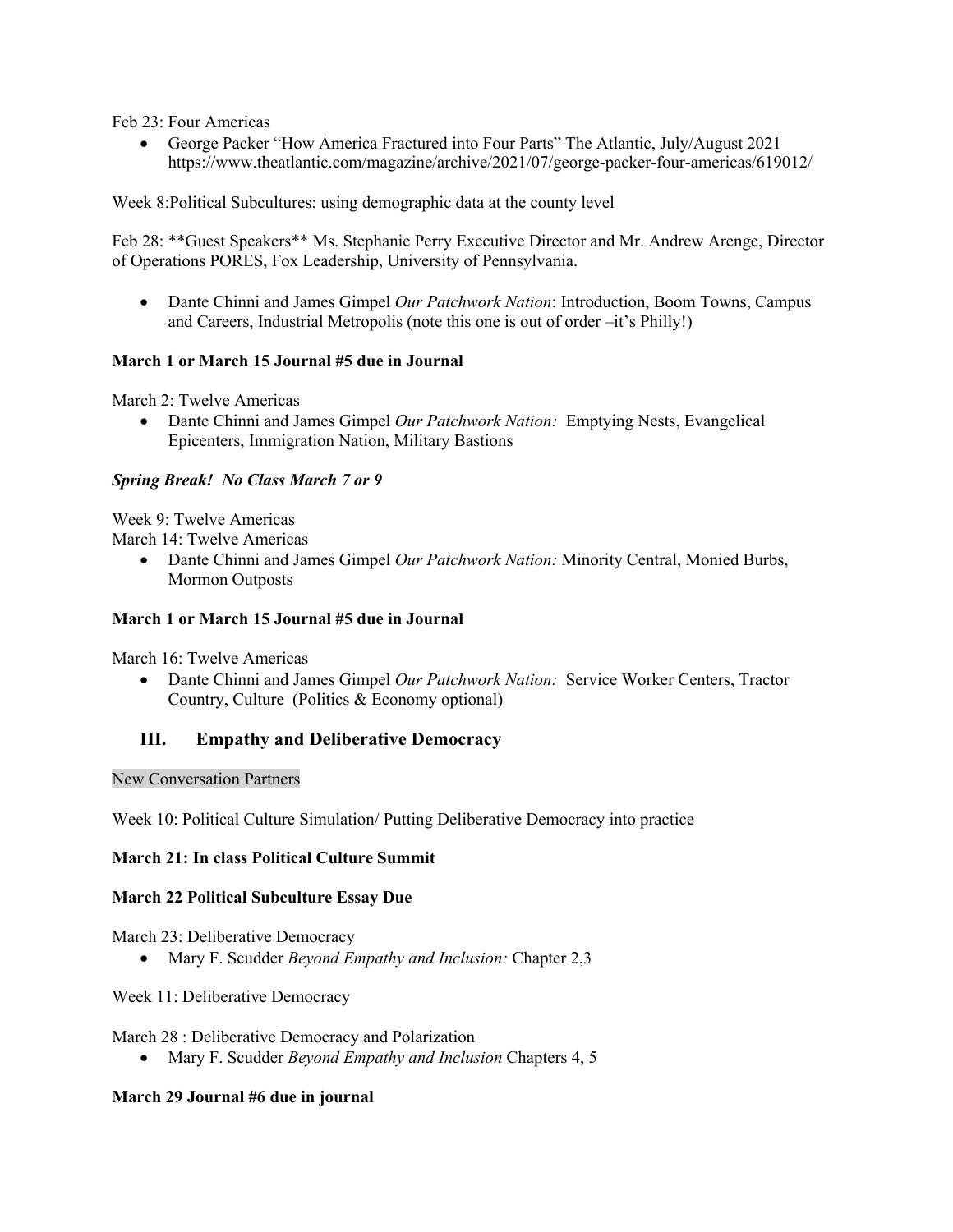Feb 23: Four Americas

- George Packer "How America Fractured into Four Parts" The Atlantic, July/August 2021 https://www.theatlantic.com/magazine/archive/2021/07/george-packer-four-americas/619012/

Week 8:Political Subcultures: using demographic data at the county level

Feb 28: **Guest Speakers** Ms. Stephanie Perry Executive Director and Mr. Andrew Arenge, Director of Operations PORES, Fox Leadership, University of Pennsylvania.

- Dante Chinni and James Gimpel *Our Patchwork Nation*: Introduction, Boom Towns, Campus and Careers, Industrial Metropolis (note this one is out of order –it's Philly!)

**March 1 or March 15 Journal #5 due in Journal**

March 2: Twelve Americas

- Dante Chinni and James Gimpel *Our Patchwork Nation:* Emptying Nests, Evangelical Epicenters, Immigration Nation, Military Bastions

***Spring Break! No Class March 7 or 9***

Week 9: Twelve Americas

March 14: Twelve Americas

- Dante Chinni and James Gimpel *Our Patchwork Nation:* Minority Central, Monied Burbs, Mormon Outposts

**March 1 or March 15 Journal #5 due in Journal**

March 16: Twelve Americas

- Dante Chinni and James Gimpel *Our Patchwork Nation:* Service Worker Centers, Tractor Country, Culture (Politics & Economy optional)

## III. Empathy and Deliberative Democracy

New Conversation Partners

Week 10: Political Culture Simulation/ Putting Deliberative Democracy into practice

**March 21: In class Political Culture Summit**

**March 22 Political Subculture Essay Due**

March 23: Deliberative Democracy

- Mary F. Scudder *Beyond Empathy and Inclusion:* Chapter 2,3

Week 11: Deliberative Democracy

March 28 : Deliberative Democracy and Polarization

- Mary F. Scudder *Beyond Empathy and Inclusion* Chapters 4, 5

**March 29 Journal #6 due in journal**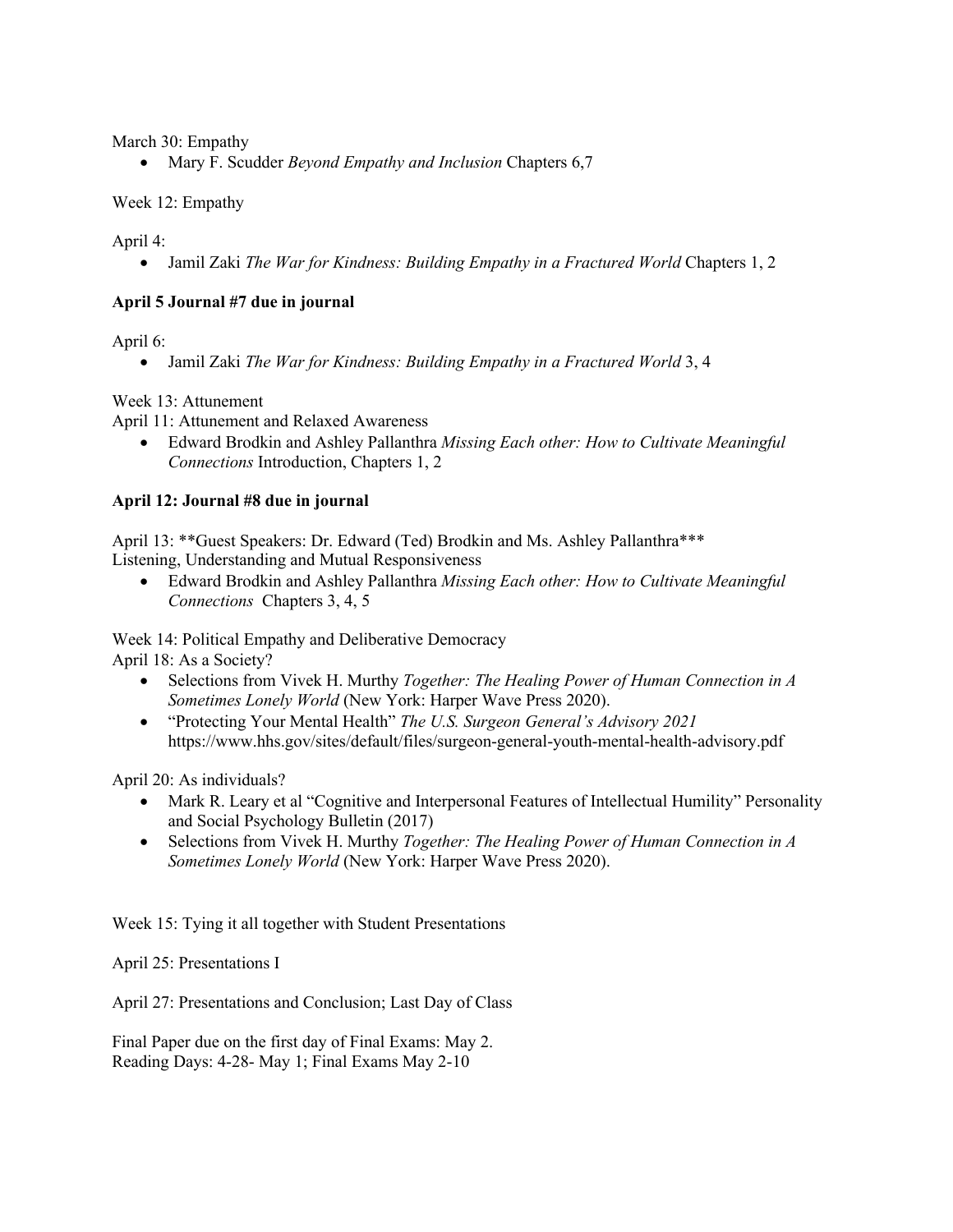March 30: Empathy

- Mary F. Scudder *Beyond Empathy and Inclusion* Chapters 6,7

Week 12: Empathy

April 4:

- Jamil Zaki *The War for Kindness: Building Empathy in a Fractured World* Chapters 1, 2

**April 5 Journal #7 due in journal**

April 6:

- Jamil Zaki *The War for Kindness: Building Empathy in a Fractured World* 3, 4

Week 13: Attunement
April 11: Attunement and Relaxed Awareness

- Edward Brodkin and Ashley Pallanthra *Missing Each other: How to Cultivate Meaningful Connections* Introduction, Chapters 1, 2

**April 12: Journal #8 due in journal**

April 13: **Guest Speakers: Dr. Edward (Ted) Brodkin and Ms. Ashley Pallanthra***
Listening, Understanding and Mutual Responsiveness

- Edward Brodkin and Ashley Pallanthra *Missing Each other: How to Cultivate Meaningful Connections* Chapters 3, 4, 5

Week 14: Political Empathy and Deliberative Democracy
April 18: As a Society?

- Selections from Vivek H. Murthy *Together: The Healing Power of Human Connection in A Sometimes Lonely World* (New York: Harper Wave Press 2020).
- "Protecting Your Mental Health" *The U.S. Surgeon General's Advisory 2021* https://www.hhs.gov/sites/default/files/surgeon-general-youth-mental-health-advisory.pdf

April 20: As individuals?

- Mark R. Leary et al "Cognitive and Interpersonal Features of Intellectual Humility" Personality and Social Psychology Bulletin (2017)
- Selections from Vivek H. Murthy *Together: The Healing Power of Human Connection in A Sometimes Lonely World* (New York: Harper Wave Press 2020).

Week 15: Tying it all together with Student Presentations

April 25: Presentations I

April 27: Presentations and Conclusion; Last Day of Class

Final Paper due on the first day of Final Exams: May 2.
Reading Days: 4-28- May 1; Final Exams May 2-10